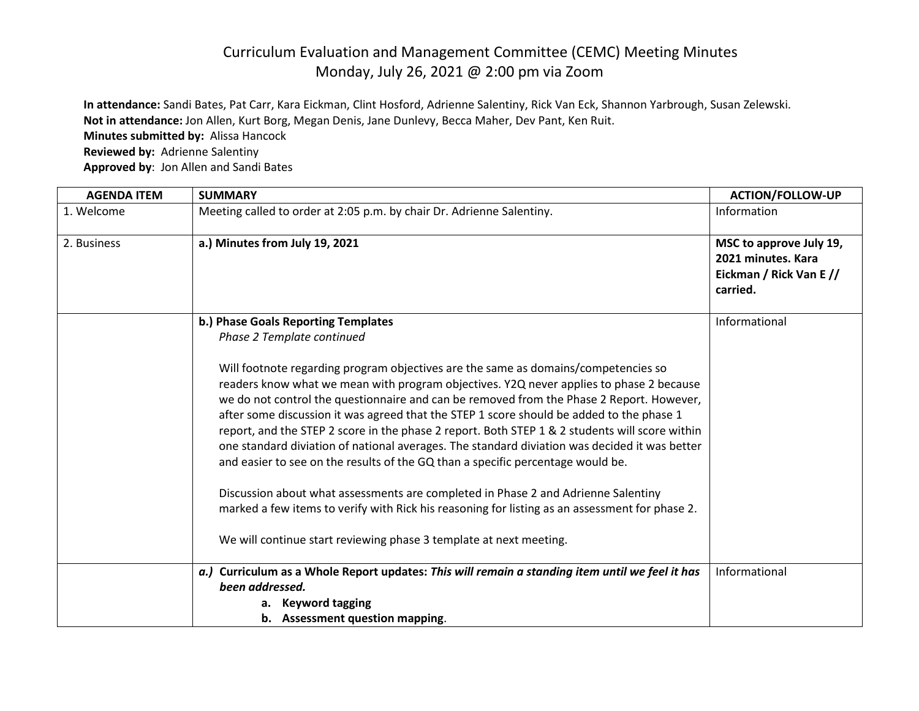# Curriculum Evaluation and Management Committee (CEMC) Meeting Minutes
## Monday, July 26, 2021 @ 2:00 pm via Zoom

**In attendance:** Sandi Bates, Pat Carr, Kara Eickman, Clint Hosford, Adrienne Salentiny, Rick Van Eck, Shannon Yarbrough, Susan Zelewski.
**Not in attendance:** Jon Allen, Kurt Borg, Megan Denis, Jane Dunlevy, Becca Maher, Dev Pant, Ken Ruit.
**Minutes submitted by:** Alissa Hancock
**Reviewed by:** Adrienne Salentiny
**Approved by**: Jon Allen and Sandi Bates

| AGENDA ITEM | SUMMARY | ACTION/FOLLOW-UP |
|---|---|---|
| 1. Welcome | Meeting called to order at 2:05 p.m. by chair Dr. Adrienne Salentiny. | Information |
| 2. Business | **a.) Minutes from July 19, 2021** | **MSC to approve July 19, 2021 minutes. Kara Eickman / Rick Van E // carried.** |
| | **b.) Phase Goals Reporting Templates**<br>*Phase 2 Template continued*<br><br>Will footnote regarding program objectives are the same as domains/competencies so readers know what we mean with program objectives. Y2Q never applies to phase 2 because we do not control the questionnaire and can be removed from the Phase 2 Report. However, after some discussion it was agreed that the STEP 1 score should be added to the phase 1 report, and the STEP 2 score in the phase 2 report. Both STEP 1 & 2 students will score within one standard diviation of national averages. The standard diviation was decided it was better and easier to see on the results of the GQ than a specific percentage would be.<br><br>Discussion about what assessments are completed in Phase 2 and Adrienne Salentiny marked a few items to verify with Rick his reasoning for listing as an assessment for phase 2.<br><br>We will continue start reviewing phase 3 template at next meeting. | Informational |
| | ***a.)*** **Curriculum as a Whole Report updates:** ***This will remain a standing item until we feel it has been addressed.***<br>**a. Keyword tagging**<br>**b. Assessment question mapping**. | Informational |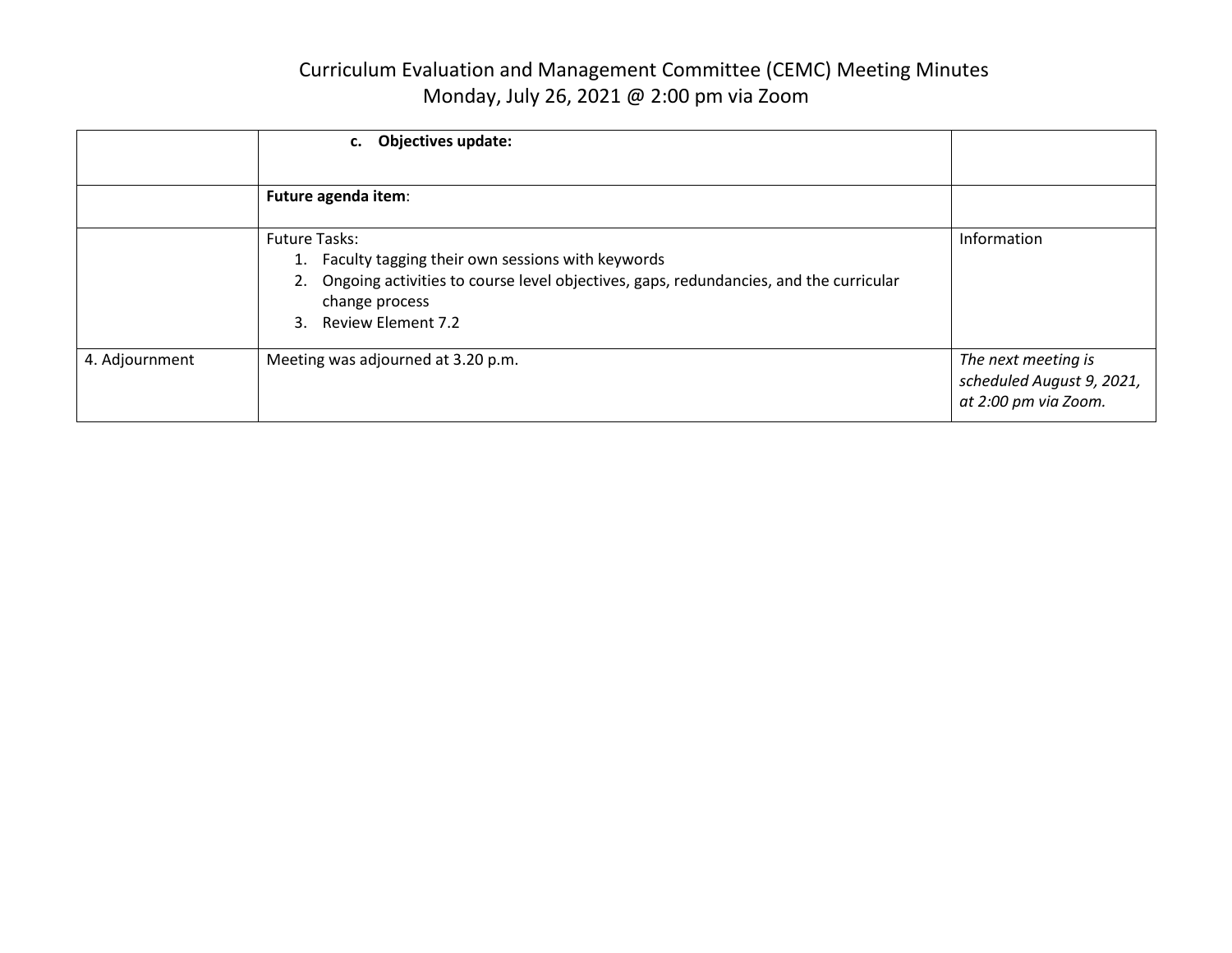Curriculum Evaluation and Management Committee (CEMC) Meeting Minutes
Monday, July 26, 2021 @ 2:00 pm via Zoom

| | | |
|---|---|---|
| | **c. Objectives update:** | |
| | **Future agenda item**: | |
| | Future Tasks:<br>1. Faculty tagging their own sessions with keywords<br>2. Ongoing activities to course level objectives, gaps, redundancies, and the curricular change process<br>3. Review Element 7.2 | Information |
| 4. Adjournment | Meeting was adjourned at 3.20 p.m. | *The next meeting is scheduled August 9, 2021, at 2:00 pm via Zoom.* |